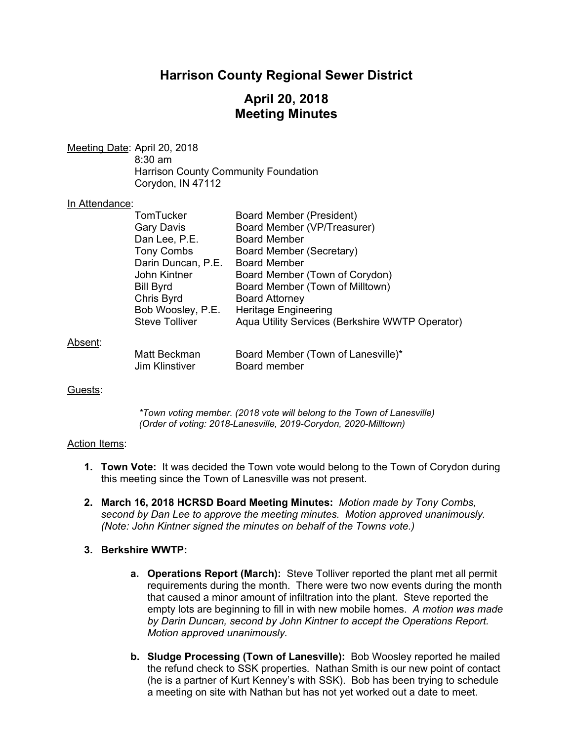# Harrison County Regional Sewer District

## April 20, 2018
## Meeting Minutes

Meeting Date: April 20, 2018
8:30 am
Harrison County Community Foundation
Corydon, IN 47112

In Attendance:

| | |
|---|---|
| TomTucker | Board Member (President) |
| Gary Davis | Board Member (VP/Treasurer) |
| Dan Lee, P.E. | Board Member |
| Tony Combs | Board Member (Secretary) |
| Darin Duncan, P.E. | Board Member |
| John Kintner | Board Member (Town of Corydon) |
| Bill Byrd | Board Member (Town of Milltown) |
| Chris Byrd | Board Attorney |
| Bob Woosley, P.E. | Heritage Engineering |
| Steve Tolliver | Aqua Utility Services (Berkshire WWTP Operator) |

Absent:

| | |
|---|---|
| Matt Beckman | Board Member (Town of Lanesville)* |
| Jim Klinstiver | Board member |

Guests:

*\*Town voting member. (2018 vote will belong to the Town of Lanesville)*
*(Order of voting: 2018-Lanesville, 2019-Corydon, 2020-Milltown)*

Action Items:

1. **Town Vote:** It was decided the Town vote would belong to the Town of Corydon during this meeting since the Town of Lanesville was not present.

2. **March 16, 2018 HCRSD Board Meeting Minutes:** *Motion made by Tony Combs, second by Dan Lee to approve the meeting minutes. Motion approved unanimously. (Note: John Kintner signed the minutes on behalf of the Towns vote.)*

3. **Berkshire WWTP:**

   a. **Operations Report (March):** Steve Tolliver reported the plant met all permit requirements during the month. There were two now events during the month that caused a minor amount of infiltration into the plant. Steve reported the empty lots are beginning to fill in with new mobile homes. *A motion was made by Darin Duncan, second by John Kintner to accept the Operations Report. Motion approved unanimously.*

   b. **Sludge Processing (Town of Lanesville):** Bob Woosley reported he mailed the refund check to SSK properties. Nathan Smith is our new point of contact (he is a partner of Kurt Kenney's with SSK). Bob has been trying to schedule a meeting on site with Nathan but has not yet worked out a date to meet.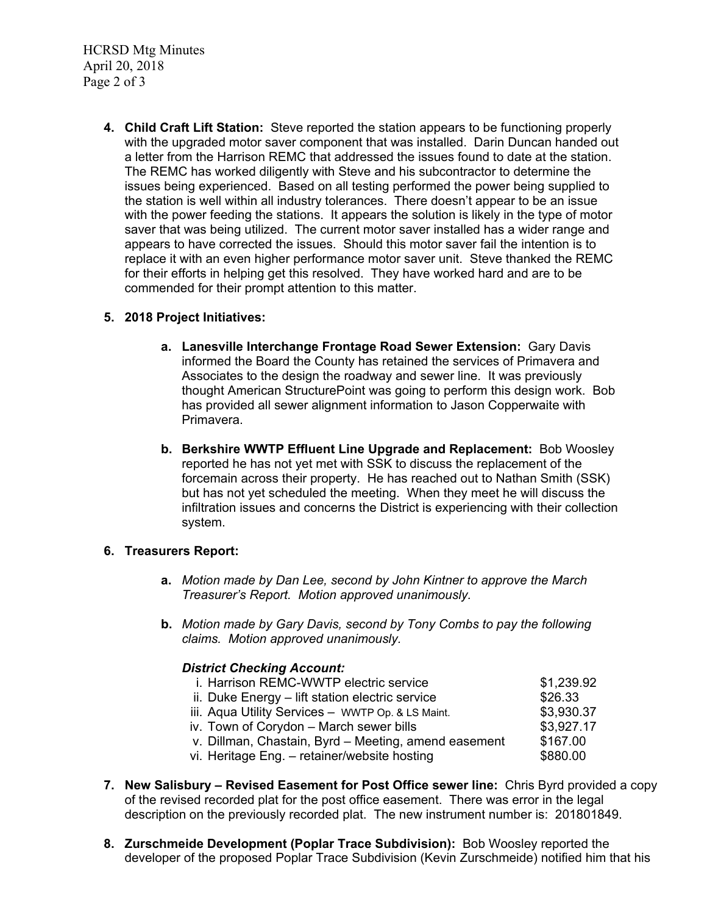4. **Child Craft Lift Station:** Steve reported the station appears to be functioning properly with the upgraded motor saver component that was installed. Darin Duncan handed out a letter from the Harrison REMC that addressed the issues found to date at the station. The REMC has worked diligently with Steve and his subcontractor to determine the issues being experienced. Based on all testing performed the power being supplied to the station is well within all industry tolerances. There doesn't appear to be an issue with the power feeding the stations. It appears the solution is likely in the type of motor saver that was being utilized. The current motor saver installed has a wider range and appears to have corrected the issues. Should this motor saver fail the intention is to replace it with an even higher performance motor saver unit. Steve thanked the REMC for their efforts in helping get this resolved. They have worked hard and are to be commended for their prompt attention to this matter.

5. **2018 Project Initiatives:**

   a. **Lanesville Interchange Frontage Road Sewer Extension:** Gary Davis informed the Board the County has retained the services of Primavera and Associates to the design the roadway and sewer line. It was previously thought American StructurePoint was going to perform this design work. Bob has provided all sewer alignment information to Jason Copperwaite with Primavera.

   b. **Berkshire WWTP Effluent Line Upgrade and Replacement:** Bob Woosley reported he has not yet met with SSK to discuss the replacement of the forcemain across their property. He has reached out to Nathan Smith (SSK) but has not yet scheduled the meeting. When they meet he will discuss the infiltration issues and concerns the District is experiencing with their collection system.

6. **Treasurers Report:**

   a. *Motion made by Dan Lee, second by John Kintner to approve the March Treasurer's Report. Motion approved unanimously.*

   b. *Motion made by Gary Davis, second by Tony Combs to pay the following claims. Motion approved unanimously.*

      ***District Checking Account:***

      | | |
      |---|---|
      | i. Harrison REMC-WWTP electric service | $1,239.92 |
      | ii. Duke Energy – lift station electric service | $26.33 |
      | iii. Aqua Utility Services – WWTP Op. & LS Maint. | $3,930.37 |
      | iv. Town of Corydon – March sewer bills | $3,927.17 |
      | v. Dillman, Chastain, Byrd – Meeting, amend easement | $167.00 |
      | vi. Heritage Eng. – retainer/website hosting | $880.00 |

7. **New Salisbury – Revised Easement for Post Office sewer line:** Chris Byrd provided a copy of the revised recorded plat for the post office easement. There was error in the legal description on the previously recorded plat. The new instrument number is: 201801849.

8. **Zurschmeide Development (Poplar Trace Subdivision):** Bob Woosley reported the developer of the proposed Poplar Trace Subdivision (Kevin Zurschmeide) notified him that his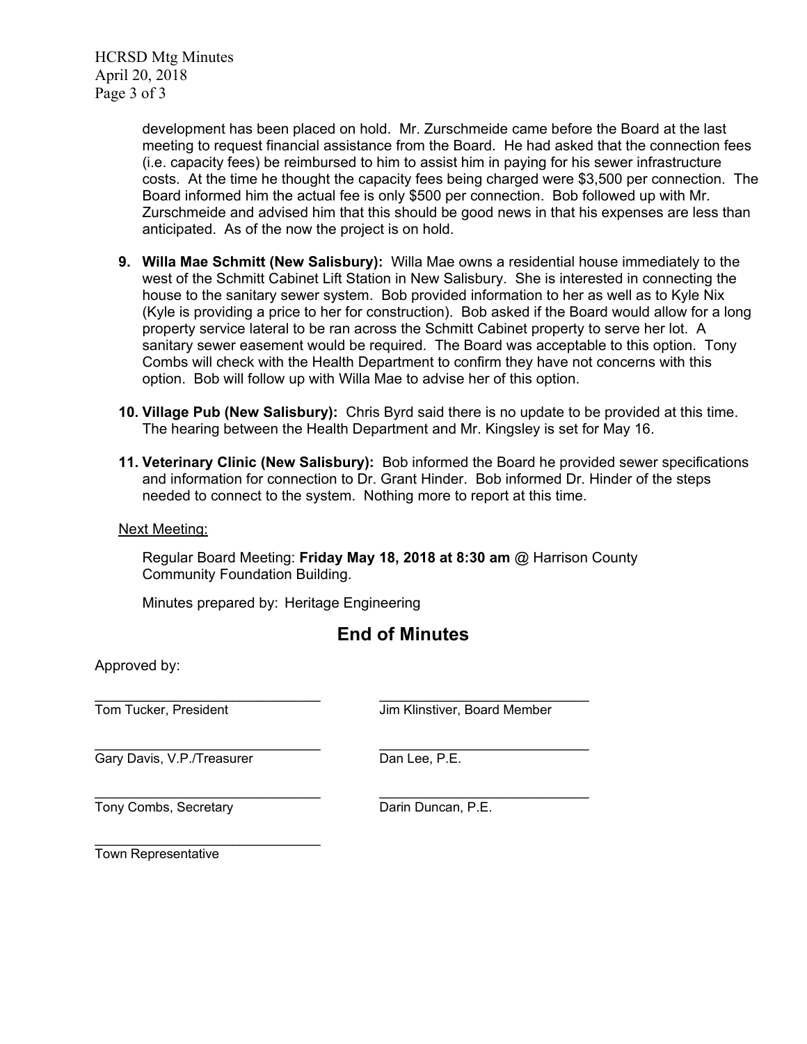development has been placed on hold. Mr. Zurschmeide came before the Board at the last meeting to request financial assistance from the Board. He had asked that the connection fees (i.e. capacity fees) be reimbursed to him to assist him in paying for his sewer infrastructure costs. At the time he thought the capacity fees being charged were $3,500 per connection. The Board informed him the actual fee is only $500 per connection. Bob followed up with Mr. Zurschmeide and advised him that this should be good news in that his expenses are less than anticipated. As of the now the project is on hold.

9. **Willa Mae Schmitt (New Salisbury):** Willa Mae owns a residential house immediately to the west of the Schmitt Cabinet Lift Station in New Salisbury. She is interested in connecting the house to the sanitary sewer system. Bob provided information to her as well as to Kyle Nix (Kyle is providing a price to her for construction). Bob asked if the Board would allow for a long property service lateral to be ran across the Schmitt Cabinet property to serve her lot. A sanitary sewer easement would be required. The Board was acceptable to this option. Tony Combs will check with the Health Department to confirm they have not concerns with this option. Bob will follow up with Willa Mae to advise her of this option.

10. **Village Pub (New Salisbury):** Chris Byrd said there is no update to be provided at this time. The hearing between the Health Department and Mr. Kingsley is set for May 16.

11. **Veterinary Clinic (New Salisbury):** Bob informed the Board he provided sewer specifications and information for connection to Dr. Grant Hinder. Bob informed Dr. Hinder of the steps needed to connect to the system. Nothing more to report at this time.

<u>Next Meeting:</u>

Regular Board Meeting: **Friday May 18, 2018 at 8:30 am** @ Harrison County Community Foundation Building.

Minutes prepared by: Heritage Engineering

## End of Minutes

Approved by:

| | |
|---|---|
| ______________________________ | ______________________________ |
| Tom Tucker, President | Jim Klinstiver, Board Member |
| ______________________________ | ______________________________ |
| Gary Davis, V.P./Treasurer | Dan Lee, P.E. |
| ______________________________ | ______________________________ |
| Tony Combs, Secretary | Darin Duncan, P.E. |
| ______________________________ | |
| Town Representative | |